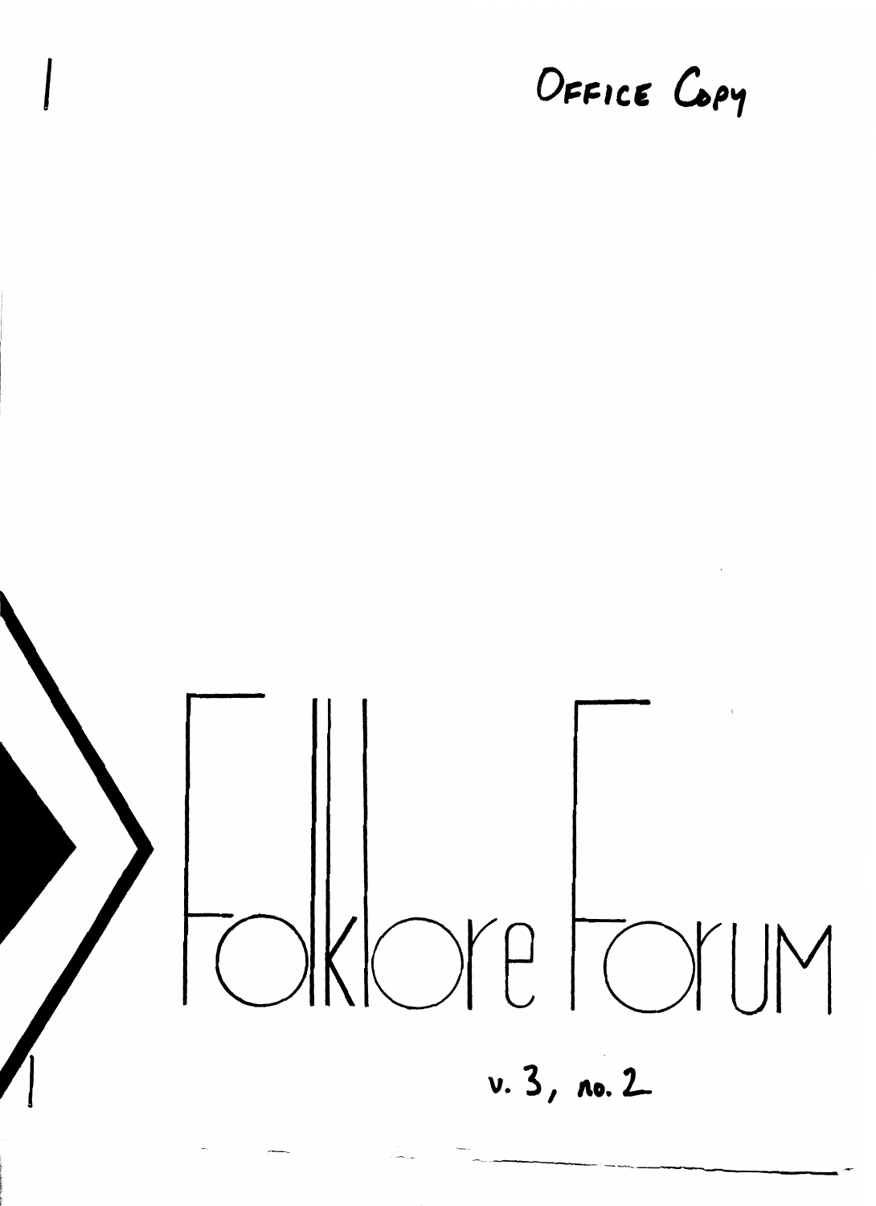OFFICE COPY

# Folklore Forum

v. 3, no. 2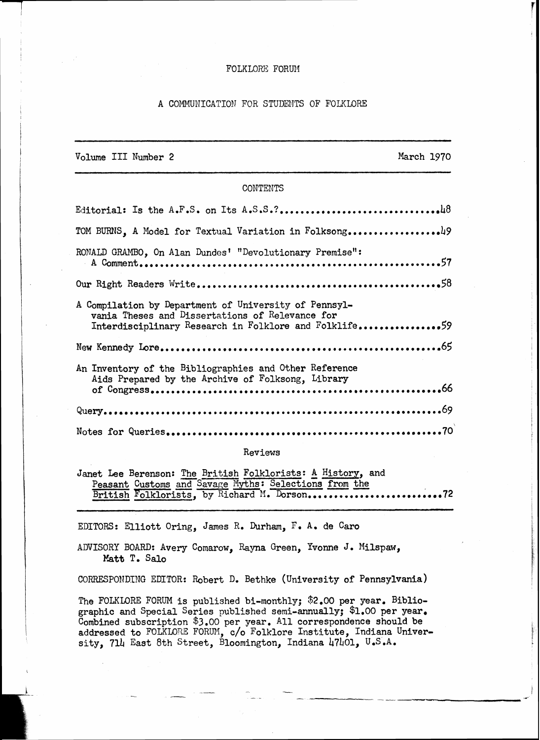# FOLKLORE FORUM

## A COMMUNICATION FOR STUDENTS OF FOLKLORE

Volume III Number 2 — March 1970

### CONTENTS

Editorial: Is the A.F.S. on Its A.S.S.?.......................................48

TOM BURNS, A Model for Textual Variation in Folksong..................49

RONALD GRAMBO, On Alan Dundes' "Devolutionary Premise": A Comment.......................................................57

Our Right Readers Write.............................................58

A Compilation by Department of University of Pennsylvania Theses and Dissertations of Relevance for Interdisciplinary Research in Folklore and Folklife.................59

New Kennedy Lore.....................................................65

An Inventory of the Bibliographies and Other Reference Aids Prepared by the Archive of Folksong, Library of Congress.....................................................66

Query.................................................................69

Notes for Queries.....................................................70

#### Reviews

Janet Lee Berenson: _The British Folklorists: A History_, and _Peasant Customs and Savage Myths: Selections from the British Folklorists_, by Richard M. Dorson.........................72

EDITORS: Elliott Oring, James R. Durham, F. A. de Caro

ADVISORY BOARD: Avery Comarow, Rayna Green, Yvonne J. Milspaw, Matt T. Salo

CORRESPONDING EDITOR: Robert D. Bethke (University of Pennsylvania)

The FOLKLORE FORUM is published bi-monthly; $2.00 per year. Bibliographic and Special Series published semi-annually; $1.00 per year. Combined subscription $3.00 per year. All correspondence should be addressed to FOLKLORE FORUM, c/o Folklore Institute, Indiana University, 714 East 8th Street, Bloomington, Indiana 47401, U.S.A.